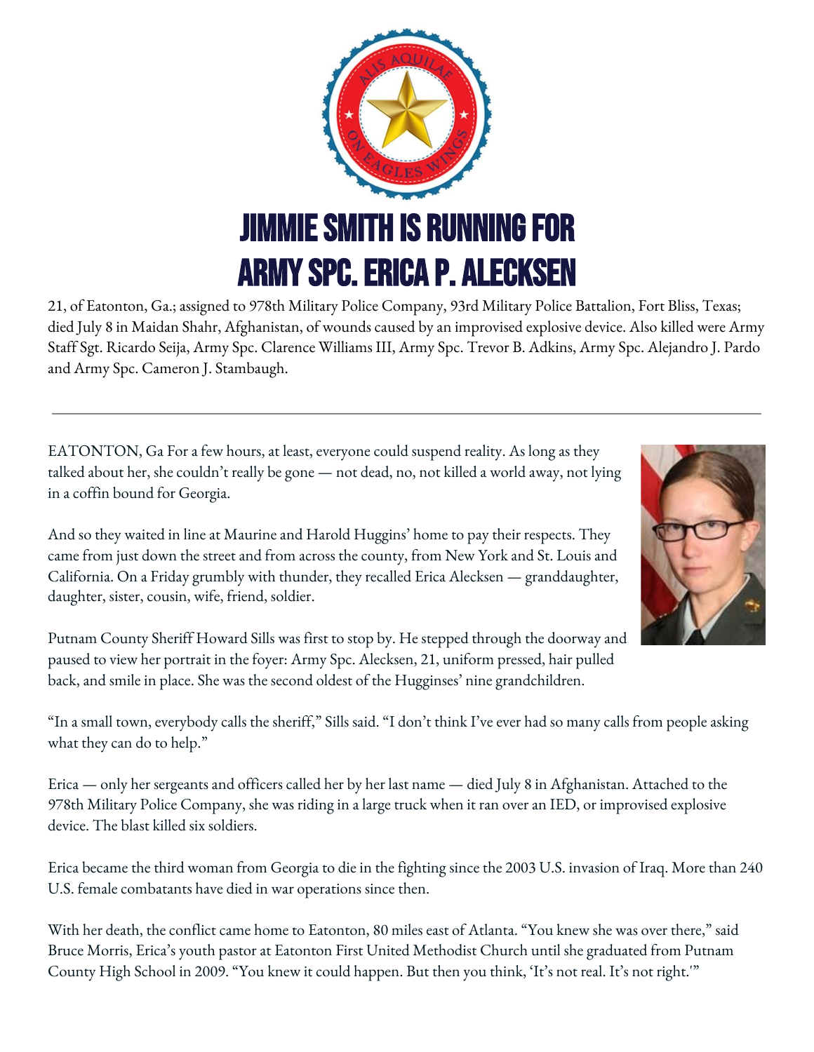# JIMMIE SMITH IS RUNNING FOR ARMY SPC. ERICA P. ALECKSEN

21, of Eatonton, Ga.; assigned to 978th Military Police Company, 93rd Military Police Battalion, Fort Bliss, Texas; died July 8 in Maidan Shahr, Afghanistan, of wounds caused by an improvised explosive device. Also killed were Army Staff Sgt. Ricardo Seija, Army Spc. Clarence Williams III, Army Spc. Trevor B. Adkins, Army Spc. Alejandro J. Pardo and Army Spc. Cameron J. Stambaugh.

---

EATONTON, Ga For a few hours, at least, everyone could suspend reality. As long as they talked about her, she couldn't really be gone — not dead, no, not killed a world away, not lying in a coffin bound for Georgia.

And so they waited in line at Maurine and Harold Huggins' home to pay their respects. They came from just down the street and from across the county, from New York and St. Louis and California. On a Friday grumbly with thunder, they recalled Erica Alecksen — granddaughter, daughter, sister, cousin, wife, friend, soldier.

Putnam County Sheriff Howard Sills was first to stop by. He stepped through the doorway and paused to view her portrait in the foyer: Army Spc. Alecksen, 21, uniform pressed, hair pulled back, and smile in place. She was the second oldest of the Hugginses' nine grandchildren.

"In a small town, everybody calls the sheriff," Sills said. "I don't think I've ever had so many calls from people asking what they can do to help."

Erica — only her sergeants and officers called her by her last name — died July 8 in Afghanistan. Attached to the 978th Military Police Company, she was riding in a large truck when it ran over an IED, or improvised explosive device. The blast killed six soldiers.

Erica became the third woman from Georgia to die in the fighting since the 2003 U.S. invasion of Iraq. More than 240 U.S. female combatants have died in war operations since then.

With her death, the conflict came home to Eatonton, 80 miles east of Atlanta. "You knew she was over there," said Bruce Morris, Erica's youth pastor at Eatonton First United Methodist Church until she graduated from Putnam County High School in 2009. "You knew it could happen. But then you think, 'It's not real. It's not right.'"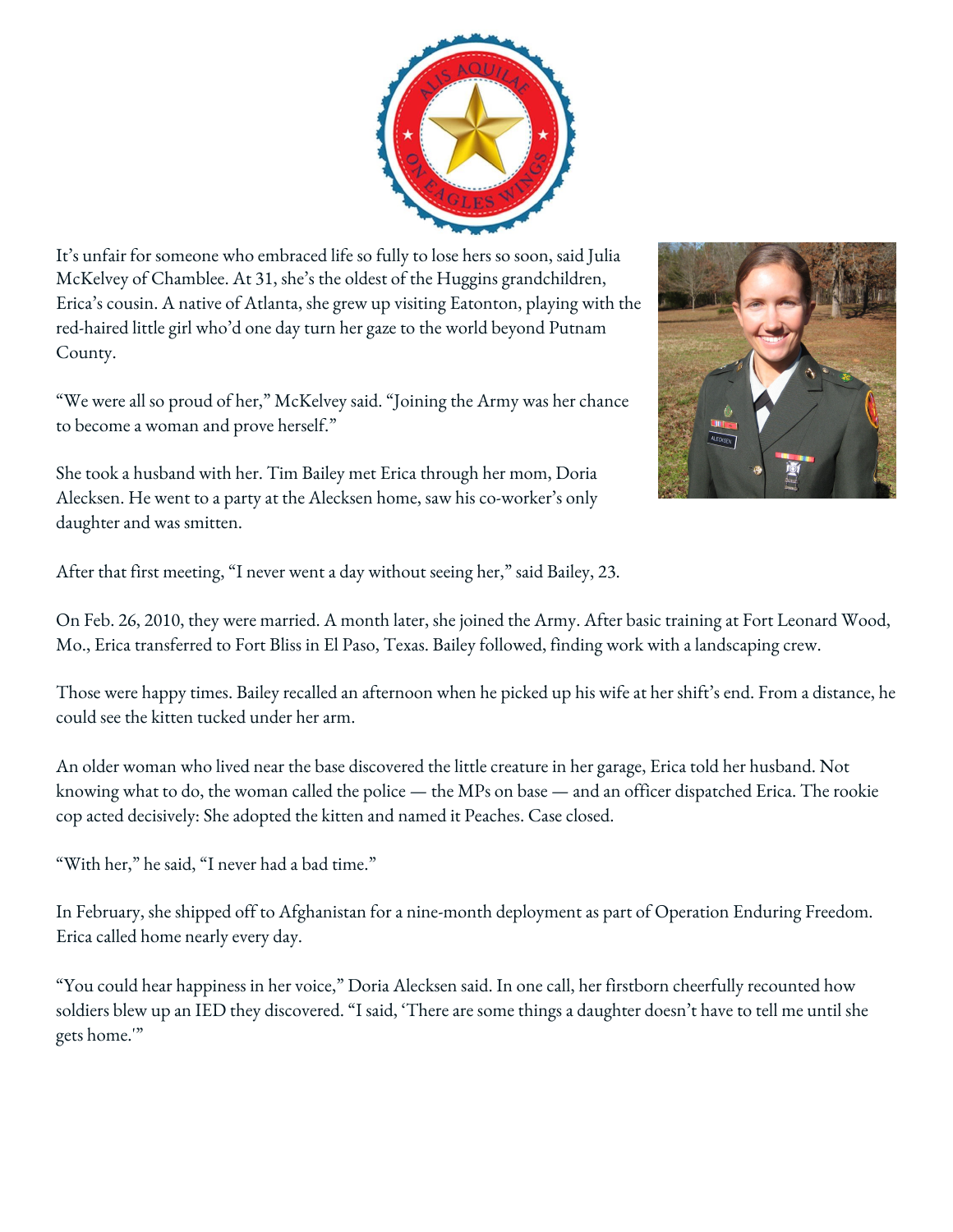It's unfair for someone who embraced life so fully to lose hers so soon, said Julia McKelvey of Chamblee. At 31, she's the oldest of the Huggins grandchildren, Erica's cousin. A native of Atlanta, she grew up visiting Eatonton, playing with the red-haired little girl who'd one day turn her gaze to the world beyond Putnam County.

"We were all so proud of her," McKelvey said. "Joining the Army was her chance to become a woman and prove herself."

She took a husband with her. Tim Bailey met Erica through her mom, Doria Alecksen. He went to a party at the Alecksen home, saw his co-worker's only daughter and was smitten.

After that first meeting, "I never went a day without seeing her," said Bailey, 23.

On Feb. 26, 2010, they were married. A month later, she joined the Army. After basic training at Fort Leonard Wood, Mo., Erica transferred to Fort Bliss in El Paso, Texas. Bailey followed, finding work with a landscaping crew.

Those were happy times. Bailey recalled an afternoon when he picked up his wife at her shift's end. From a distance, he could see the kitten tucked under her arm.

An older woman who lived near the base discovered the little creature in her garage, Erica told her husband. Not knowing what to do, the woman called the police — the MPs on base — and an officer dispatched Erica. The rookie cop acted decisively: She adopted the kitten and named it Peaches. Case closed.

"With her," he said, "I never had a bad time."

In February, she shipped off to Afghanistan for a nine-month deployment as part of Operation Enduring Freedom. Erica called home nearly every day.

"You could hear happiness in her voice," Doria Alecksen said. In one call, her firstborn cheerfully recounted how soldiers blew up an IED they discovered. "I said, 'There are some things a daughter doesn't have to tell me until she gets home.'"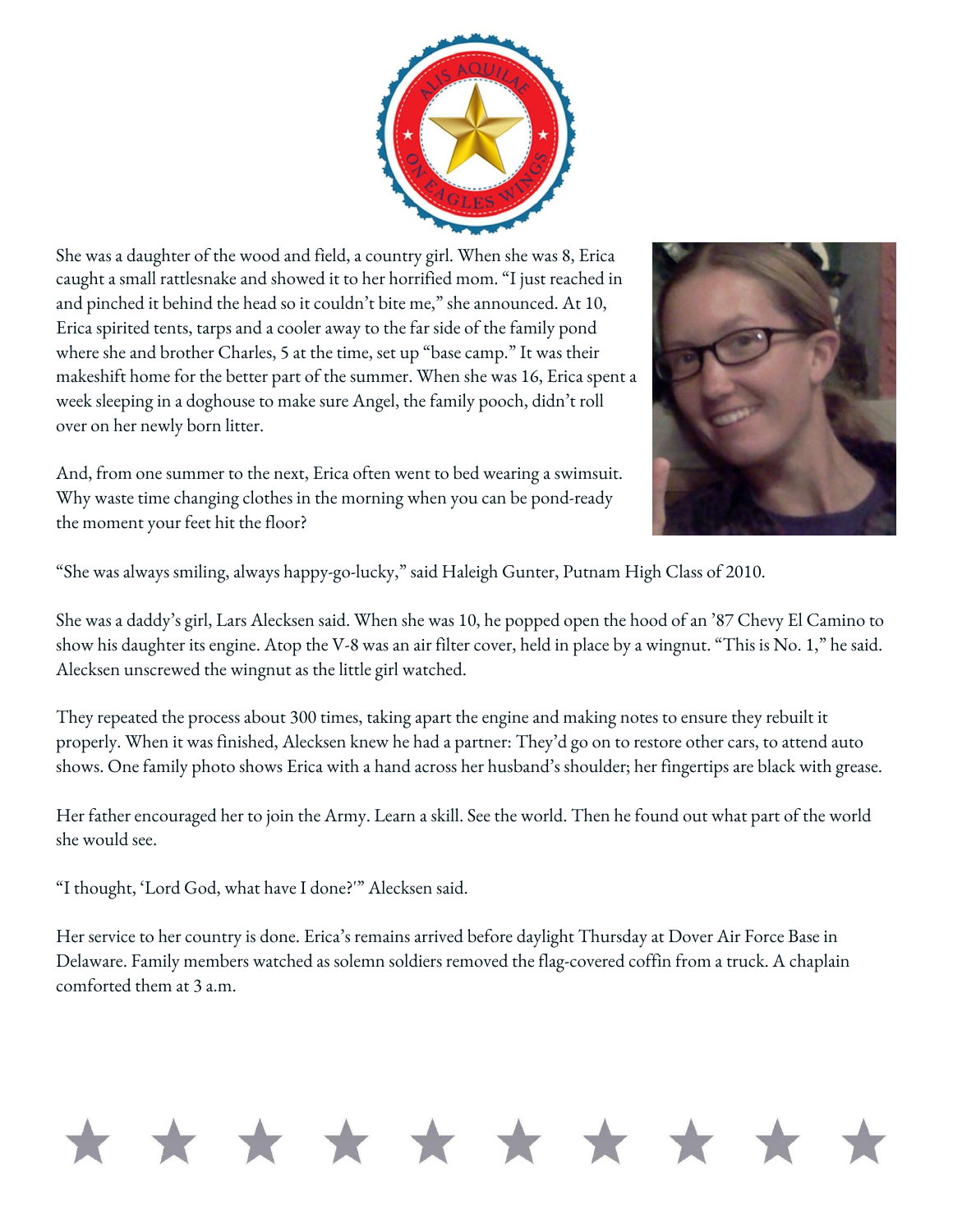She was a daughter of the wood and field, a country girl. When she was 8, Erica caught a small rattlesnake and showed it to her horrified mom. “I just reached in and pinched it behind the head so it couldn’t bite me,” she announced. At 10, Erica spirited tents, tarps and a cooler away to the far side of the family pond where she and brother Charles, 5 at the time, set up “base camp.” It was their makeshift home for the better part of the summer. When she was 16, Erica spent a week sleeping in a doghouse to make sure Angel, the family pooch, didn’t roll over on her newly born litter.

And, from one summer to the next, Erica often went to bed wearing a swimsuit. Why waste time changing clothes in the morning when you can be pond-ready the moment your feet hit the floor?

“She was always smiling, always happy-go-lucky,” said Haleigh Gunter, Putnam High Class of 2010.

She was a daddy’s girl, Lars Alecksen said. When she was 10, he popped open the hood of an ’87 Chevy El Camino to show his daughter its engine. Atop the V-8 was an air filter cover, held in place by a wingnut. “This is No. 1,” he said. Alecksen unscrewed the wingnut as the little girl watched.

They repeated the process about 300 times, taking apart the engine and making notes to ensure they rebuilt it properly. When it was finished, Alecksen knew he had a partner: They’d go on to restore other cars, to attend auto shows. One family photo shows Erica with a hand across her husband’s shoulder; her fingertips are black with grease.

Her father encouraged her to join the Army. Learn a skill. See the world. Then he found out what part of the world she would see.

“I thought, ‘Lord God, what have I done?’” Alecksen said.

Her service to her country is done. Erica’s remains arrived before daylight Thursday at Dover Air Force Base in Delaware. Family members watched as solemn soldiers removed the flag-covered coffin from a truck. A chaplain comforted them at 3 a.m.